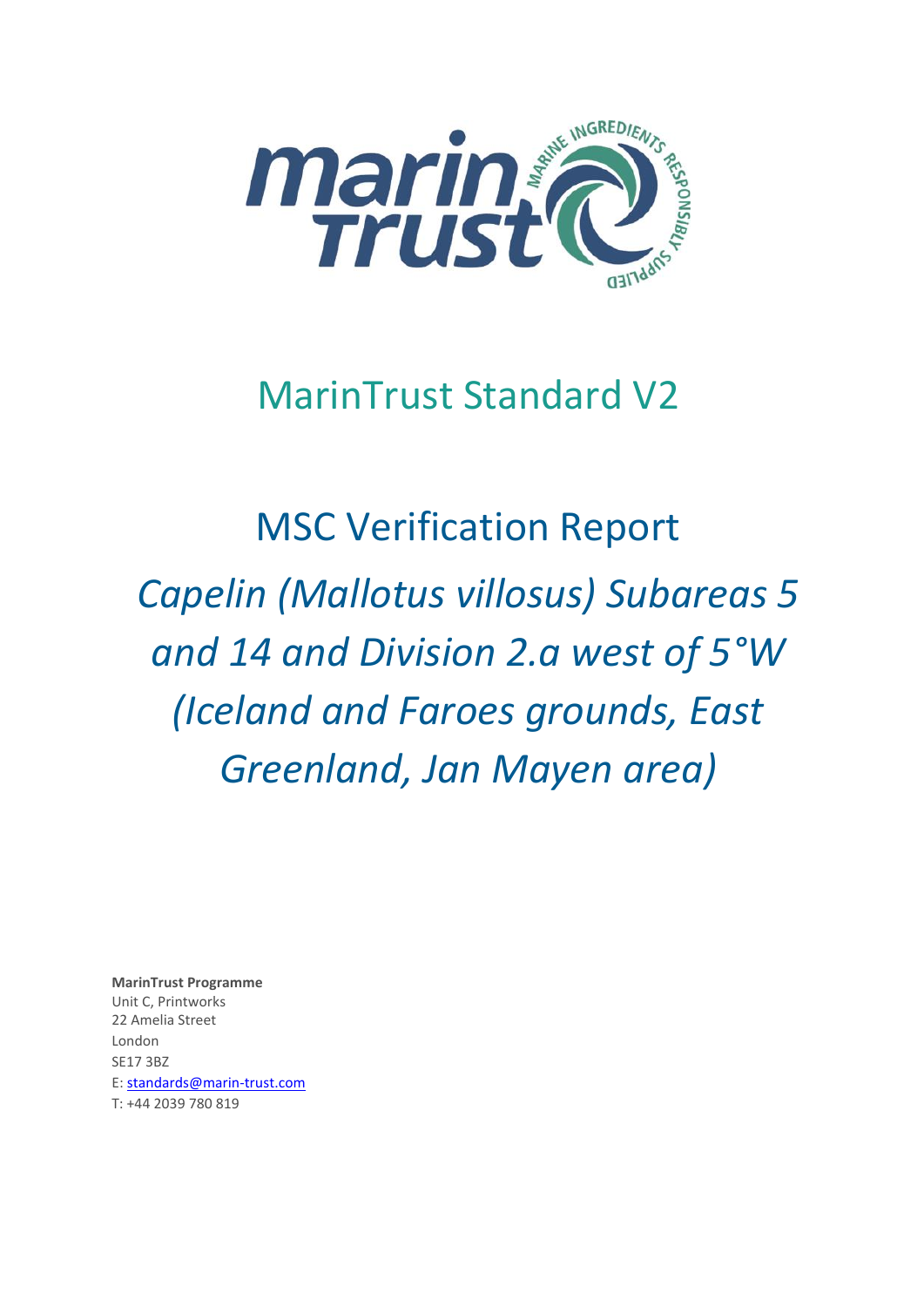# MarinTrust Standard V2

# MSC Verification Report

## *Capelin (Mallotus villosus) Subareas 5 and 14 and Division 2.a west of 5°W (Iceland and Faroes grounds, East Greenland, Jan Mayen area)*

**MarinTrust Programme**
Unit C, Printworks
22 Amelia Street
London
SE17 3BZ
E: standards@marin-trust.com
T: +44 2039 780 819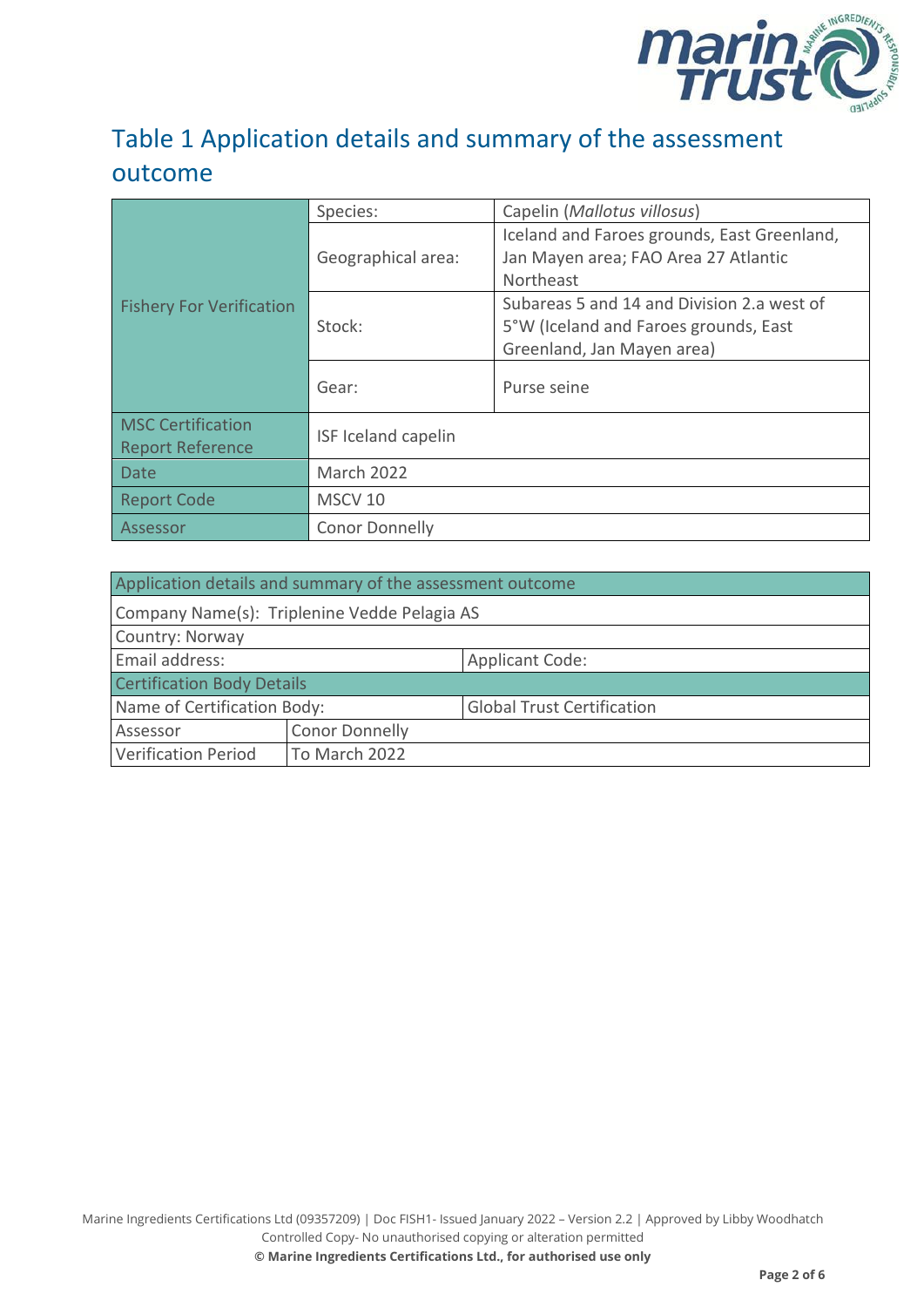# Table 1 Application details and summary of the assessment outcome

| Fishery For Verification | Species: | Capelin (*Mallotus villosus*) |
|---|---|---|
| | Geographical area: | Iceland and Faroes grounds, East Greenland, Jan Mayen area; FAO Area 27 Atlantic Northeast |
| | Stock: | Subareas 5 and 14 and Division 2.a west of 5°W (Iceland and Faroes grounds, East Greenland, Jan Mayen area) |
| | Gear: | Purse seine |
| MSC Certification Report Reference | ISF Iceland capelin | |
| Date | March 2022 | |
| Report Code | MSCV 10 | |
| Assessor | Conor Donnelly | |

| Application details and summary of the assessment outcome | | |
|---|---|---|
| Company Name(s): Triplenine Vedde Pelagia AS | | |
| Country: Norway | | |
| Email address: | | Applicant Code: |
| **Certification Body Details** | | |
| Name of Certification Body: | | Global Trust Certification |
| Assessor | Conor Donnelly | |
| Verification Period | To March 2022 | |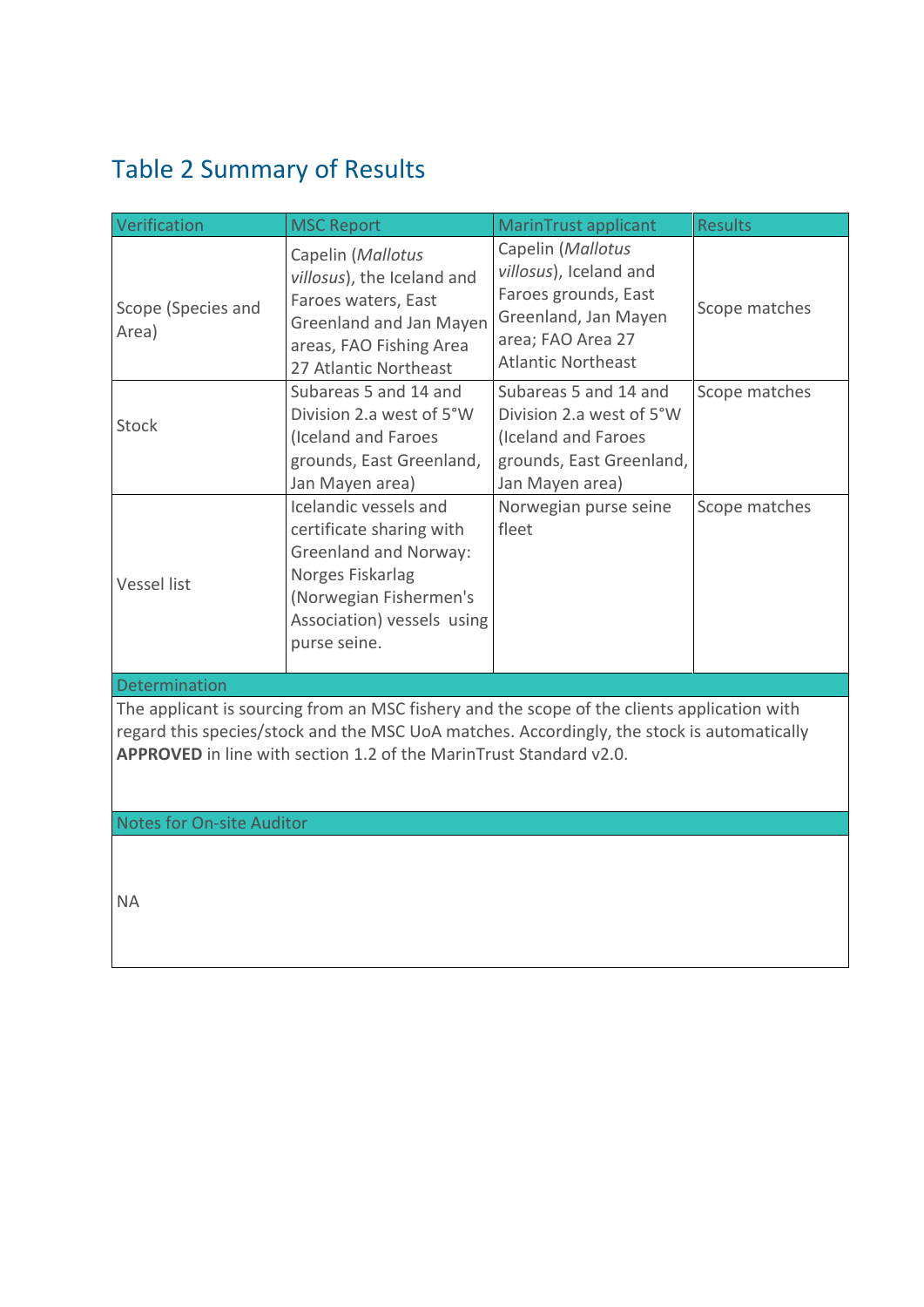## Table 2 Summary of Results

| Verification | MSC Report | MarinTrust applicant | Results |
|---|---|---|---|
| Scope (Species and Area) | Capelin (*Mallotus villosus*), the Iceland and Faroes waters, East Greenland and Jan Mayen areas, FAO Fishing Area 27 Atlantic Northeast | Capelin (*Mallotus villosus*), Iceland and Faroes grounds, East Greenland, Jan Mayen area; FAO Area 27 Atlantic Northeast | Scope matches |
| Stock | Subareas 5 and 14 and Division 2.a west of 5°W (Iceland and Faroes grounds, East Greenland, Jan Mayen area) | Subareas 5 and 14 and Division 2.a west of 5°W (Iceland and Faroes grounds, East Greenland, Jan Mayen area) | Scope matches |
| Vessel list | Icelandic vessels and certificate sharing with Greenland and Norway: Norges Fiskarlag (Norwegian Fishermen's Association) vessels using purse seine. | Norwegian purse seine fleet | Scope matches |

| Determination |
|---|
| The applicant is sourcing from an MSC fishery and the scope of the clients application with regard this species/stock and the MSC UoA matches. Accordingly, the stock is automatically **APPROVED** in line with section 1.2 of the MarinTrust Standard v2.0. |

| Notes for On-site Auditor |
|---|
| NA |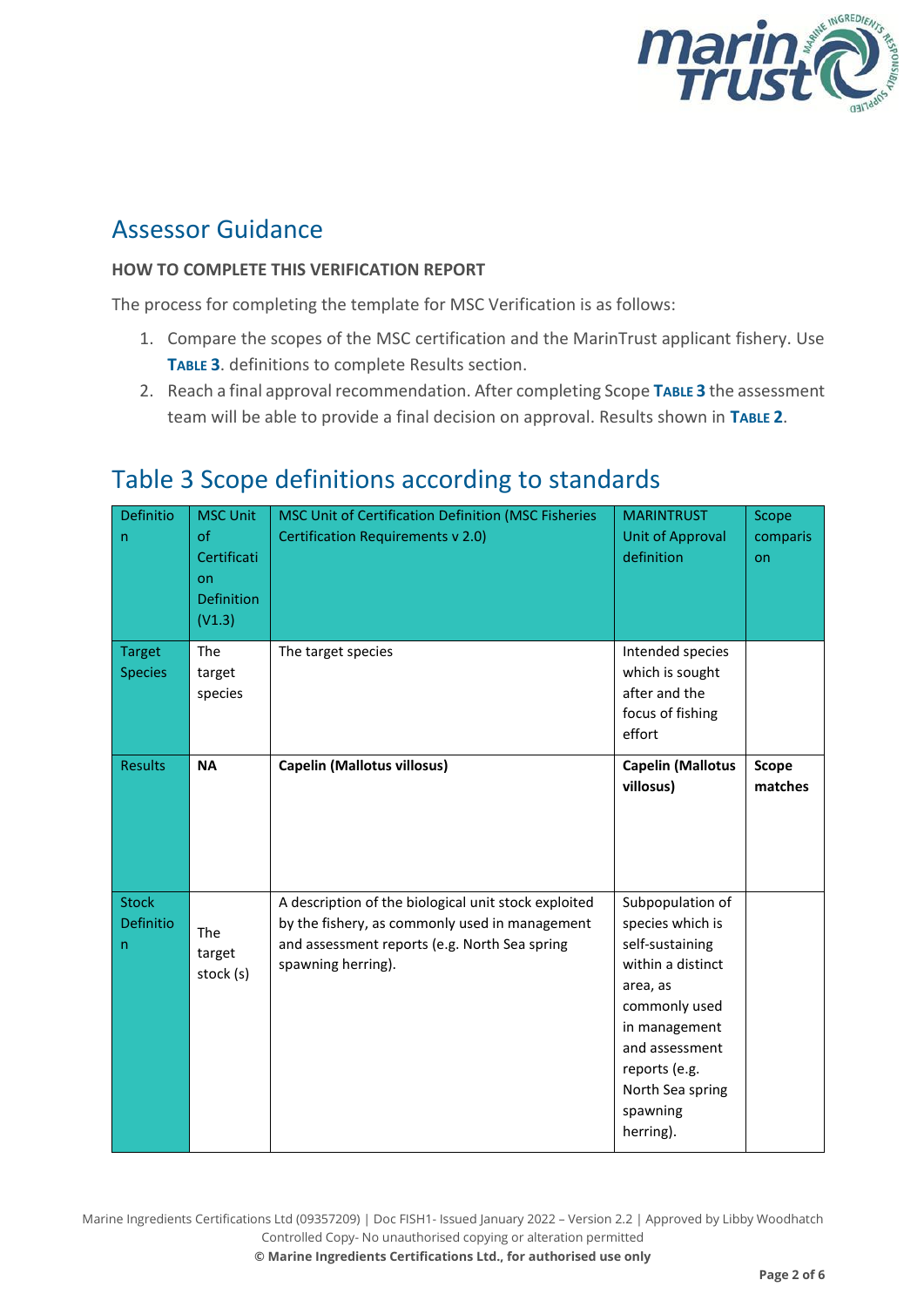# Assessor Guidance

**HOW TO COMPLETE THIS VERIFICATION REPORT**

The process for completing the template for MSC Verification is as follows:

1. Compare the scopes of the MSC certification and the MarinTrust applicant fishery. Use **TABLE 3**. definitions to complete Results section.
2. Reach a final approval recommendation. After completing Scope **TABLE 3** the assessment team will be able to provide a final decision on approval. Results shown in **TABLE 2**.

# Table 3 Scope definitions according to standards

| Definition | MSC Unit of Certification Definition (V1.3) | MSC Unit of Certification Definition (MSC Fisheries Certification Requirements v 2.0) | MARINTRUST Unit of Approval definition | Scope comparison |
|---|---|---|---|---|
| Target Species | The target species | The target species | Intended species which is sought after and the focus of fishing effort | |
| Results | **NA** | **Capelin (Mallotus villosus)** | **Capelin (Mallotus villosus)** | **Scope matches** |
| Stock Definition | The target stock (s) | A description of the biological unit stock exploited by the fishery, as commonly used in management and assessment reports (e.g. North Sea spring spawning herring). | Subpopulation of species which is self-sustaining within a distinct area, as commonly used in management and assessment reports (e.g. North Sea spring spawning herring). | |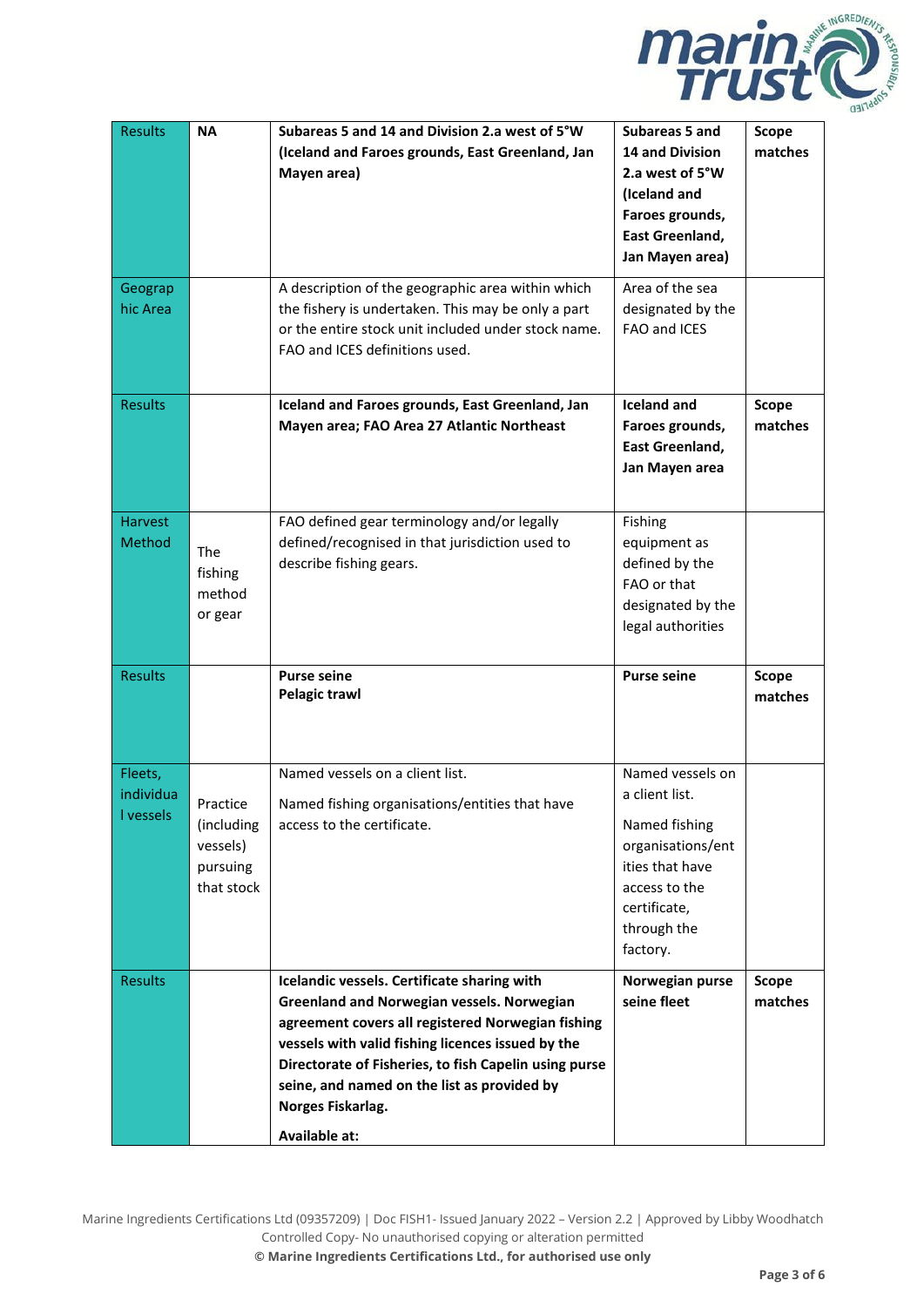| Results | **NA** | **Subareas 5 and 14 and Division 2.a west of 5°W (Iceland and Faroes grounds, East Greenland, Jan Mayen area)** | **Subareas 5 and 14 and Division 2.a west of 5°W (Iceland and Faroes grounds, East Greenland, Jan Mayen area)** | **Scope matches** |
|---|---|---|---|---|
| Geographic Area | | A description of the geographic area within which the fishery is undertaken. This may be only a part or the entire stock unit included under stock name. FAO and ICES definitions used. | Area of the sea designated by the FAO and ICES | |
| Results | | **Iceland and Faroes grounds, East Greenland, Jan Mayen area; FAO Area 27 Atlantic Northeast** | **Iceland and Faroes grounds, East Greenland, Jan Mayen area** | **Scope matches** |
| Harvest Method | The fishing method or gear | FAO defined gear terminology and/or legally defined/recognised in that jurisdiction used to describe fishing gears. | Fishing equipment as defined by the FAO or that designated by the legal authorities | |
| Results | | **Purse seine**<br>**Pelagic trawl** | **Purse seine** | **Scope matches** |
| Fleets, individual vessels | Practice (including vessels) pursuing that stock | Named vessels on a client list.<br><br>Named fishing organisations/entities that have access to the certificate. | Named vessels on a client list.<br><br>Named fishing organisations/entities that have access to the certificate, through the factory. | |
| Results | | **Icelandic vessels. Certificate sharing with Greenland and Norwegian vessels. Norwegian agreement covers all registered Norwegian fishing vessels with valid fishing licences issued by the Directorate of Fisheries, to fish Capelin using purse seine, and named on the list as provided by Norges Fiskarlag.**<br><br>**Available at:** | **Norwegian purse seine fleet** | **Scope matches** |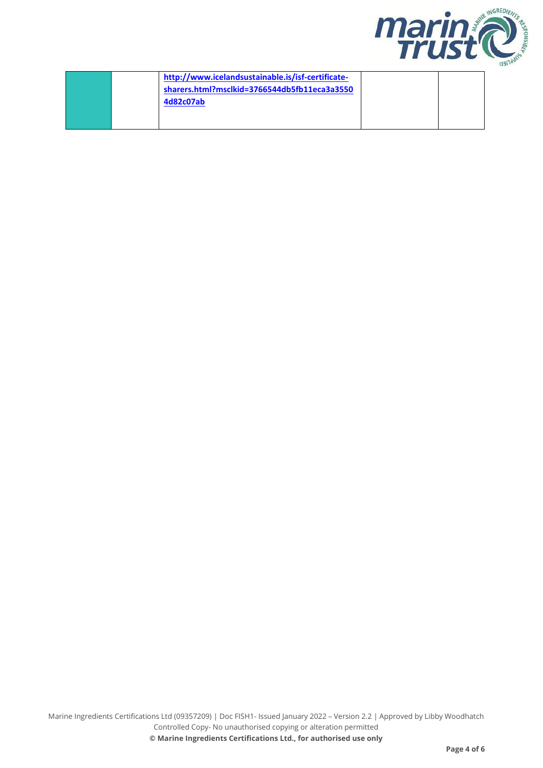| | | | | |
|---|---|---|---|---|
| | | http://www.icelandsustainable.is/isf-certificate-sharers.html?msclkid=3766544db5fb11eca3a35504d82c07ab | | |